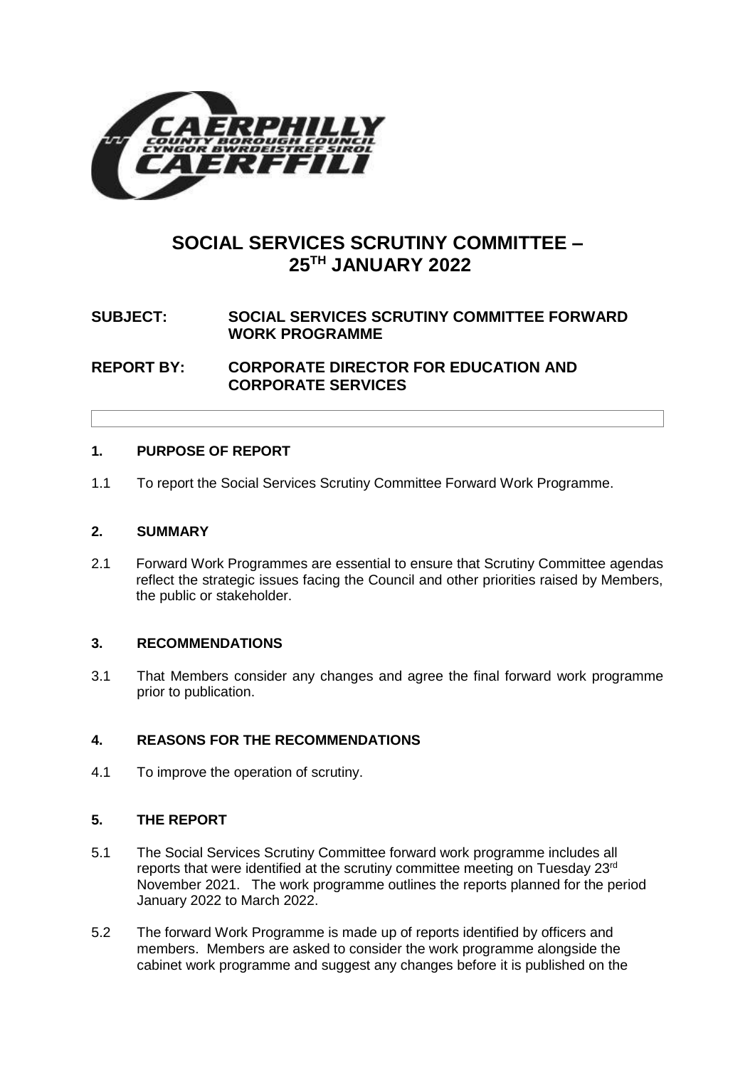# SOCIAL SERVICES SCRUTINY COMMITTEE – 25TH JANUARY 2022

**SUBJECT: SOCIAL SERVICES SCRUTINY COMMITTEE FORWARD WORK PROGRAMME**

**REPORT BY: CORPORATE DIRECTOR FOR EDUCATION AND CORPORATE SERVICES**

## 1. PURPOSE OF REPORT

1.1 To report the Social Services Scrutiny Committee Forward Work Programme.

## 2. SUMMARY

2.1 Forward Work Programmes are essential to ensure that Scrutiny Committee agendas reflect the strategic issues facing the Council and other priorities raised by Members, the public or stakeholder.

## 3. RECOMMENDATIONS

3.1 That Members consider any changes and agree the final forward work programme prior to publication.

## 4. REASONS FOR THE RECOMMENDATIONS

4.1 To improve the operation of scrutiny.

## 5. THE REPORT

5.1 The Social Services Scrutiny Committee forward work programme includes all reports that were identified at the scrutiny committee meeting on Tuesday 23rd November 2021. The work programme outlines the reports planned for the period January 2022 to March 2022.

5.2 The forward Work Programme is made up of reports identified by officers and members. Members are asked to consider the work programme alongside the cabinet work programme and suggest any changes before it is published on the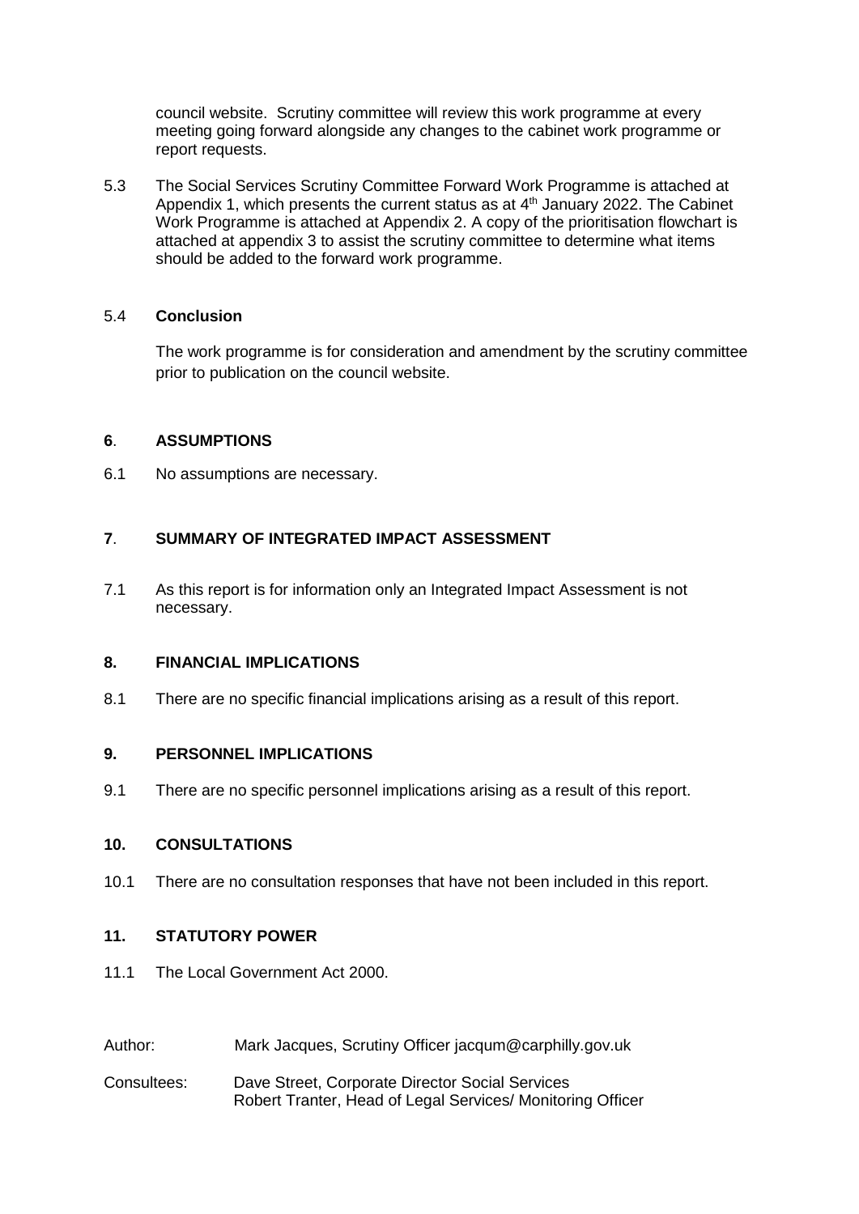council website. Scrutiny committee will review this work programme at every meeting going forward alongside any changes to the cabinet work programme or report requests.

5.3 The Social Services Scrutiny Committee Forward Work Programme is attached at Appendix 1, which presents the current status as at 4th January 2022. The Cabinet Work Programme is attached at Appendix 2. A copy of the prioritisation flowchart is attached at appendix 3 to assist the scrutiny committee to determine what items should be added to the forward work programme.

5.4 **Conclusion**

The work programme is for consideration and amendment by the scrutiny committee prior to publication on the council website.

## **6**. **ASSUMPTIONS**

6.1 No assumptions are necessary.

## **7**. **SUMMARY OF INTEGRATED IMPACT ASSESSMENT**

7.1 As this report is for information only an Integrated Impact Assessment is not necessary.

## **8. FINANCIAL IMPLICATIONS**

8.1 There are no specific financial implications arising as a result of this report.

## **9. PERSONNEL IMPLICATIONS**

9.1 There are no specific personnel implications arising as a result of this report.

## **10. CONSULTATIONS**

10.1 There are no consultation responses that have not been included in this report.

## **11. STATUTORY POWER**

11.1 The Local Government Act 2000.

Author: Mark Jacques, Scrutiny Officer jacqum@carphilly.gov.uk

Consultees: Dave Street, Corporate Director Social Services
Robert Tranter, Head of Legal Services/ Monitoring Officer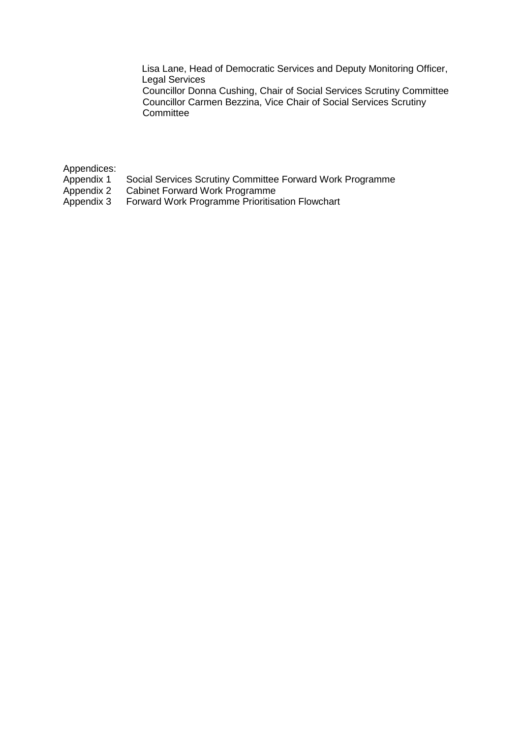Lisa Lane, Head of Democratic Services and Deputy Monitoring Officer, Legal Services
Councillor Donna Cushing, Chair of Social Services Scrutiny Committee
Councillor Carmen Bezzina, Vice Chair of Social Services Scrutiny Committee

Appendices:

| | |
|---|---|
| Appendix 1 | Social Services Scrutiny Committee Forward Work Programme |
| Appendix 2 | Cabinet Forward Work Programme |
| Appendix 3 | Forward Work Programme Prioritisation Flowchart |